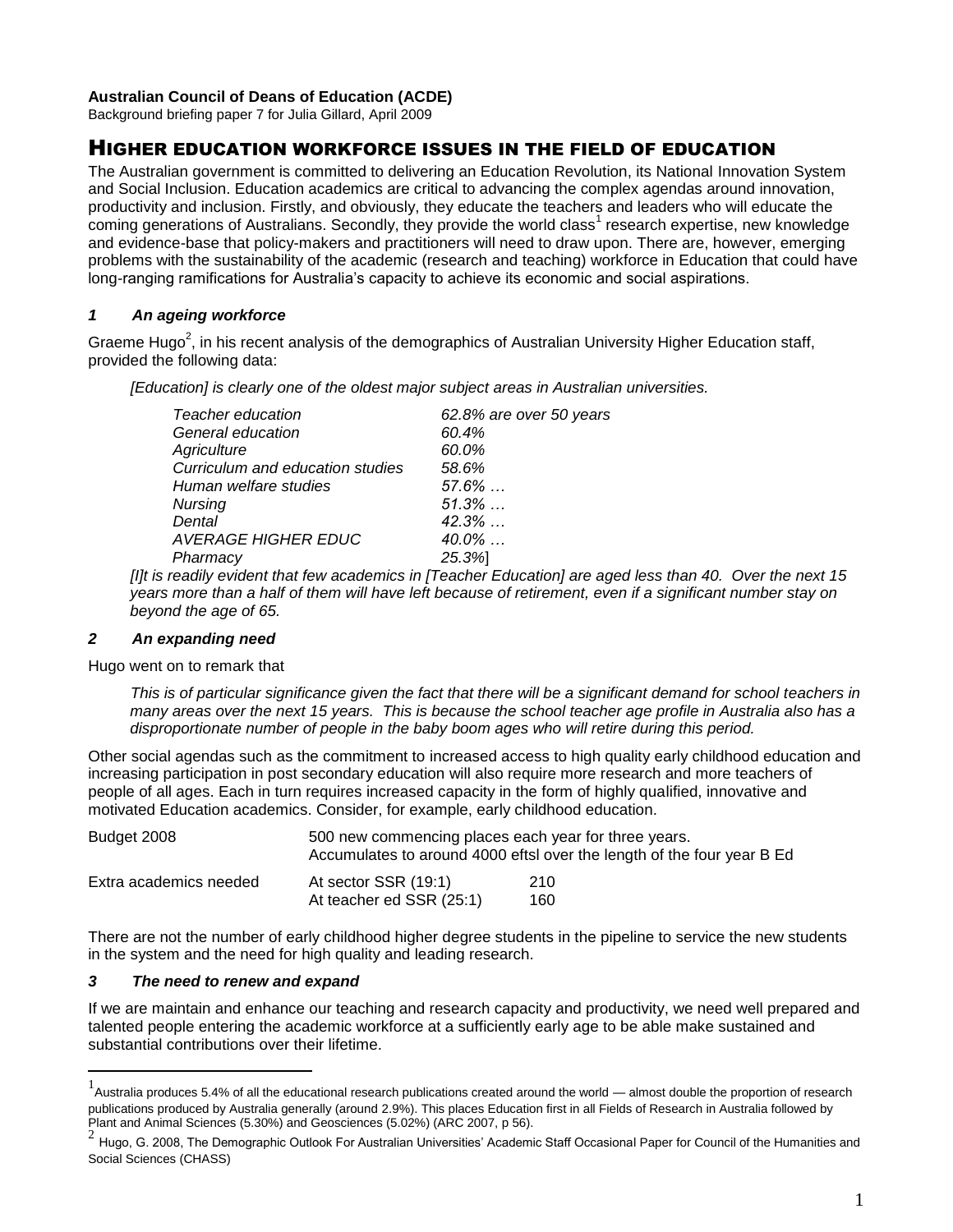**Australian Council of Deans of Education (ACDE)**

Background briefing paper 7 for Julia Gillard, April 2009

# HIGHER EDUCATION WORKFORCE ISSUES IN THE FIELD OF EDUCATION

The Australian government is committed to delivering an Education Revolution, its National Innovation System and Social Inclusion. Education academics are critical to advancing the complex agendas around innovation, productivity and inclusion. Firstly, and obviously, they educate the teachers and leaders who will educate the coming generations of Australians. Secondly, they provide the world class[1] research expertise, new knowledge and evidence-base that policy-makers and practitioners will need to draw upon. There are, however, emerging problems with the sustainability of the academic (research and teaching) workforce in Education that could have long-ranging ramifications for Australia's capacity to achieve its economic and social aspirations.

### *1 An ageing workforce*

Graeme Hugo[2], in his recent analysis of the demographics of Australian University Higher Education staff, provided the following data:

> *[Education] is clearly one of the oldest major subject areas in Australian universities.*
>
> | | |
> |---|---|
> | *Teacher education* | *62.8% are over 50 years* |
> | *General education* | *60.4%* |
> | *Agriculture* | *60.0%* |
> | *Curriculum and education studies* | *58.6%* |
> | *Human welfare studies* | *57.6% …* |
> | *Nursing* | *51.3% …* |
> | *Dental* | *42.3% …* |
> | *AVERAGE HIGHER EDUC* | *40.0% …* |
> | *Pharmacy* | *25.3%]* |
>
> *[I]t is readily evident that few academics in [Teacher Education] are aged less than 40. Over the next 15 years more than a half of them will have left because of retirement, even if a significant number stay on beyond the age of 65.*

### *2 An expanding need*

Hugo went on to remark that

> *This is of particular significance given the fact that there will be a significant demand for school teachers in many areas over the next 15 years. This is because the school teacher age profile in Australia also has a disproportionate number of people in the baby boom ages who will retire during this period.*

Other social agendas such as the commitment to increased access to high quality early childhood education and increasing participation in post secondary education will also require more research and more teachers of people of all ages. Each in turn requires increased capacity in the form of highly qualified, innovative and motivated Education academics. Consider, for example, early childhood education.

| | | |
|---|---|---|
| Budget 2008 | 500 new commencing places each year for three years. Accumulates to around 4000 eftsl over the length of the four year B Ed | |
| Extra academics needed | At sector SSR (19:1) | 210 |
| | At teacher ed SSR (25:1) | 160 |

There are not the number of early childhood higher degree students in the pipeline to service the new students in the system and the need for high quality and leading research.

### *3 The need to renew and expand*

If we are maintain and enhance our teaching and research capacity and productivity, we need well prepared and talented people entering the academic workforce at a sufficiently early age to be able make sustained and substantial contributions over their lifetime.

---

[1] Australia produces 5.4% of all the educational research publications created around the world — almost double the proportion of research publications produced by Australia generally (around 2.9%). This places Education first in all Fields of Research in Australia followed by Plant and Animal Sciences (5.30%) and Geosciences (5.02%) (ARC 2007, p 56).

[2] Hugo, G. 2008, The Demographic Outlook For Australian Universities' Academic Staff Occasional Paper for Council of the Humanities and Social Sciences (CHASS)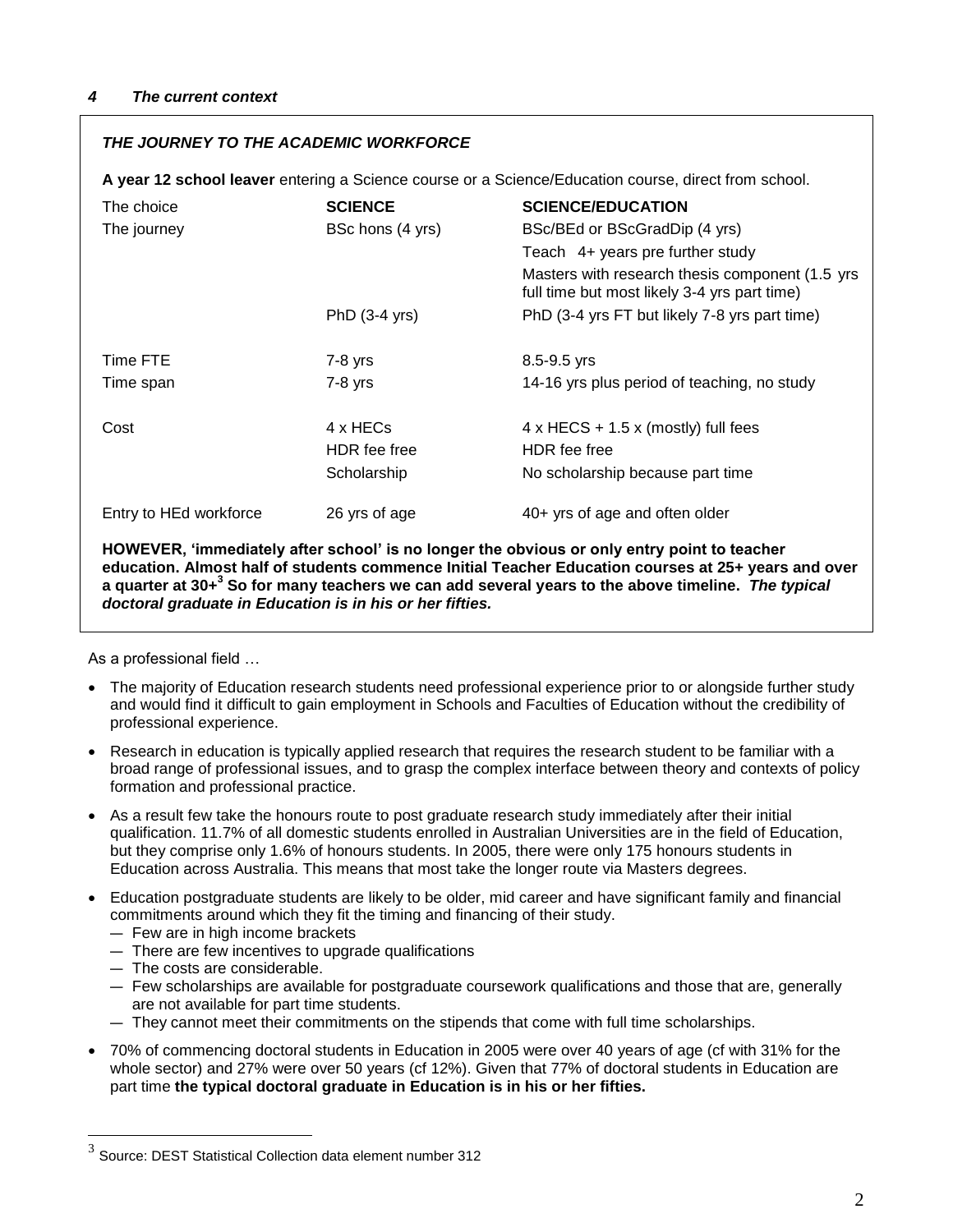### *4 The current context*

***THE JOURNEY TO THE ACADEMIC WORKFORCE***

**A year 12 school leaver** entering a Science course or a Science/Education course, direct from school.

| The choice | **SCIENCE** | **SCIENCE/EDUCATION** |
|---|---|---|
| The journey | BSc hons (4 yrs) | BSc/BEd or BScGradDip (4 yrs) |
| | | Teach 4+ years pre further study |
| | | Masters with research thesis component (1.5 yrs full time but most likely 3-4 yrs part time) |
| | PhD (3-4 yrs) | PhD (3-4 yrs FT but likely 7-8 yrs part time) |
| Time FTE | 7-8 yrs | 8.5-9.5 yrs |
| Time span | 7-8 yrs | 14-16 yrs plus period of teaching, no study |
| Cost | 4 x HECs | 4 x HECS + 1.5 x (mostly) full fees |
| | HDR fee free | HDR fee free |
| | Scholarship | No scholarship because part time |
| Entry to HEd workforce | 26 yrs of age | 40+ yrs of age and often older |

**HOWEVER, 'immediately after school' is no longer the obvious or only entry point to teacher education. Almost half of students commence Initial Teacher Education courses at 25+ years and over a quarter at 30+[3] So for many teachers we can add several years to the above timeline. *The typical doctoral graduate in Education is in his or her fifties.***

As a professional field …

- The majority of Education research students need professional experience prior to or alongside further study and would find it difficult to gain employment in Schools and Faculties of Education without the credibility of professional experience.
- Research in education is typically applied research that requires the research student to be familiar with a broad range of professional issues, and to grasp the complex interface between theory and contexts of policy formation and professional practice.
- As a result few take the honours route to post graduate research study immediately after their initial qualification. 11.7% of all domestic students enrolled in Australian Universities are in the field of Education, but they comprise only 1.6% of honours students. In 2005, there were only 175 honours students in Education across Australia. This means that most take the longer route via Masters degrees.
- Education postgraduate students are likely to be older, mid career and have significant family and financial commitments around which they fit the timing and financing of their study.
  - Few are in high income brackets
  - There are few incentives to upgrade qualifications
  - The costs are considerable.
  - Few scholarships are available for postgraduate coursework qualifications and those that are, generally are not available for part time students.
  - They cannot meet their commitments on the stipends that come with full time scholarships.
- 70% of commencing doctoral students in Education in 2005 were over 40 years of age (cf with 31% for the whole sector) and 27% were over 50 years (cf 12%). Given that 77% of doctoral students in Education are part time **the typical doctoral graduate in Education is in his or her fifties.**

[3] Source: DEST Statistical Collection data element number 312